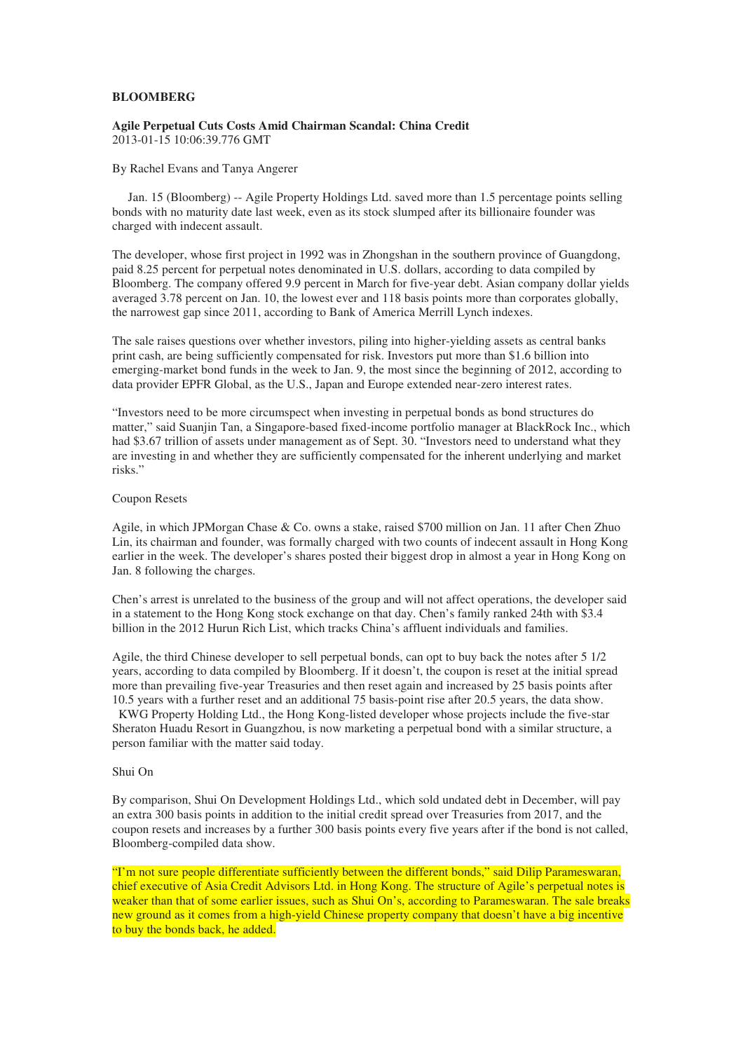**BLOOMBERG**

**Agile Perpetual Cuts Costs Amid Chairman Scandal: China Credit**
2013-01-15 10:06:39.776 GMT

By Rachel Evans and Tanya Angerer

Jan. 15 (Bloomberg) -- Agile Property Holdings Ltd. saved more than 1.5 percentage points selling bonds with no maturity date last week, even as its stock slumped after its billionaire founder was charged with indecent assault.

The developer, whose first project in 1992 was in Zhongshan in the southern province of Guangdong, paid 8.25 percent for perpetual notes denominated in U.S. dollars, according to data compiled by Bloomberg. The company offered 9.9 percent in March for five-year debt. Asian company dollar yields averaged 3.78 percent on Jan. 10, the lowest ever and 118 basis points more than corporates globally, the narrowest gap since 2011, according to Bank of America Merrill Lynch indexes.

The sale raises questions over whether investors, piling into higher-yielding assets as central banks print cash, are being sufficiently compensated for risk. Investors put more than $1.6 billion into emerging-market bond funds in the week to Jan. 9, the most since the beginning of 2012, according to data provider EPFR Global, as the U.S., Japan and Europe extended near-zero interest rates.

"Investors need to be more circumspect when investing in perpetual bonds as bond structures do matter," said Suanjin Tan, a Singapore-based fixed-income portfolio manager at BlackRock Inc., which had $3.67 trillion of assets under management as of Sept. 30. "Investors need to understand what they are investing in and whether they are sufficiently compensated for the inherent underlying and market risks."

Coupon Resets

Agile, in which JPMorgan Chase & Co. owns a stake, raised $700 million on Jan. 11 after Chen Zhuo Lin, its chairman and founder, was formally charged with two counts of indecent assault in Hong Kong earlier in the week. The developer's shares posted their biggest drop in almost a year in Hong Kong on Jan. 8 following the charges.

Chen's arrest is unrelated to the business of the group and will not affect operations, the developer said in a statement to the Hong Kong stock exchange on that day. Chen's family ranked 24th with $3.4 billion in the 2012 Hurun Rich List, which tracks China's affluent individuals and families.

Agile, the third Chinese developer to sell perpetual bonds, can opt to buy back the notes after 5 1/2 years, according to data compiled by Bloomberg. If it doesn't, the coupon is reset at the initial spread more than prevailing five-year Treasuries and then reset again and increased by 25 basis points after 10.5 years with a further reset and an additional 75 basis-point rise after 20.5 years, the data show.

KWG Property Holding Ltd., the Hong Kong-listed developer whose projects include the five-star Sheraton Huadu Resort in Guangzhou, is now marketing a perpetual bond with a similar structure, a person familiar with the matter said today.

Shui On

By comparison, Shui On Development Holdings Ltd., which sold undated debt in December, will pay an extra 300 basis points in addition to the initial credit spread over Treasuries from 2017, and the coupon resets and increases by a further 300 basis points every five years after if the bond is not called, Bloomberg-compiled data show.

"I'm not sure people differentiate sufficiently between the different bonds," said Dilip Parameswaran, chief executive of Asia Credit Advisors Ltd. in Hong Kong. The structure of Agile's perpetual notes is weaker than that of some earlier issues, such as Shui On's, according to Parameswaran. The sale breaks new ground as it comes from a high-yield Chinese property company that doesn't have a big incentive to buy the bonds back, he added.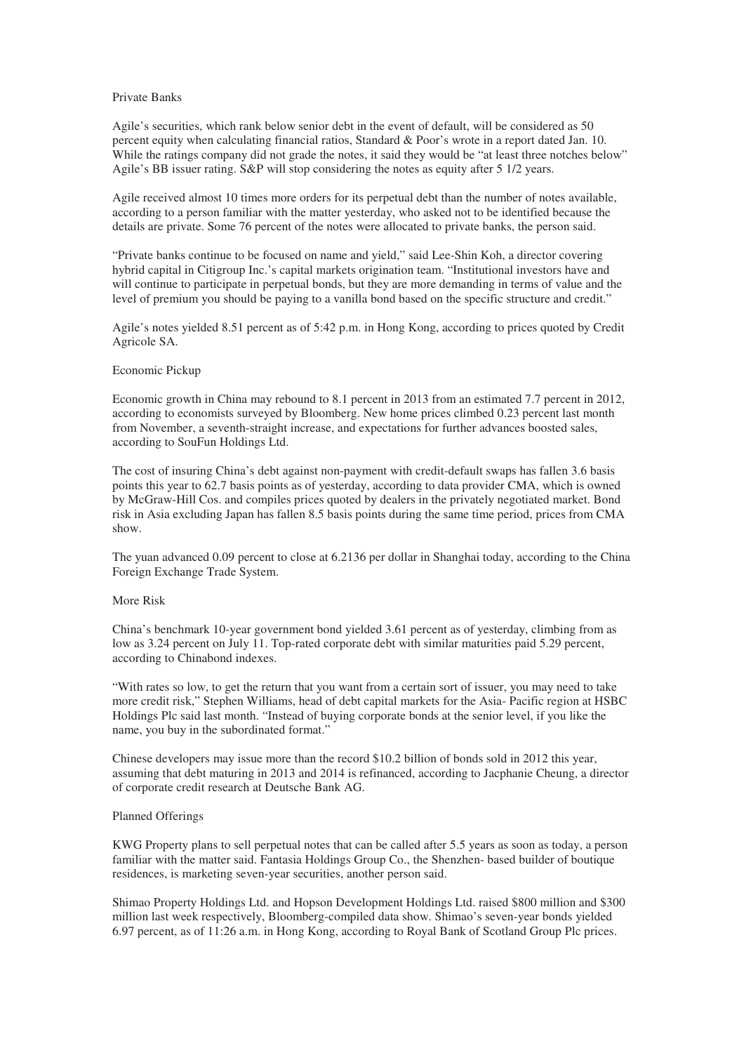## Private Banks

Agile's securities, which rank below senior debt in the event of default, will be considered as 50 percent equity when calculating financial ratios, Standard & Poor's wrote in a report dated Jan. 10. While the ratings company did not grade the notes, it said they would be "at least three notches below" Agile's BB issuer rating. S&P will stop considering the notes as equity after 5 1/2 years.

Agile received almost 10 times more orders for its perpetual debt than the number of notes available, according to a person familiar with the matter yesterday, who asked not to be identified because the details are private. Some 76 percent of the notes were allocated to private banks, the person said.

"Private banks continue to be focused on name and yield," said Lee-Shin Koh, a director covering hybrid capital in Citigroup Inc.'s capital markets origination team. "Institutional investors have and will continue to participate in perpetual bonds, but they are more demanding in terms of value and the level of premium you should be paying to a vanilla bond based on the specific structure and credit."

Agile's notes yielded 8.51 percent as of 5:42 p.m. in Hong Kong, according to prices quoted by Credit Agricole SA.

## Economic Pickup

Economic growth in China may rebound to 8.1 percent in 2013 from an estimated 7.7 percent in 2012, according to economists surveyed by Bloomberg. New home prices climbed 0.23 percent last month from November, a seventh-straight increase, and expectations for further advances boosted sales, according to SouFun Holdings Ltd.

The cost of insuring China's debt against non-payment with credit-default swaps has fallen 3.6 basis points this year to 62.7 basis points as of yesterday, according to data provider CMA, which is owned by McGraw-Hill Cos. and compiles prices quoted by dealers in the privately negotiated market. Bond risk in Asia excluding Japan has fallen 8.5 basis points during the same time period, prices from CMA show.

The yuan advanced 0.09 percent to close at 6.2136 per dollar in Shanghai today, according to the China Foreign Exchange Trade System.

## More Risk

China's benchmark 10-year government bond yielded 3.61 percent as of yesterday, climbing from as low as 3.24 percent on July 11. Top-rated corporate debt with similar maturities paid 5.29 percent, according to Chinabond indexes.

"With rates so low, to get the return that you want from a certain sort of issuer, you may need to take more credit risk," Stephen Williams, head of debt capital markets for the Asia- Pacific region at HSBC Holdings Plc said last month. "Instead of buying corporate bonds at the senior level, if you like the name, you buy in the subordinated format."

Chinese developers may issue more than the record $10.2 billion of bonds sold in 2012 this year, assuming that debt maturing in 2013 and 2014 is refinanced, according to Jacphanie Cheung, a director of corporate credit research at Deutsche Bank AG.

## Planned Offerings

KWG Property plans to sell perpetual notes that can be called after 5.5 years as soon as today, a person familiar with the matter said. Fantasia Holdings Group Co., the Shenzhen- based builder of boutique residences, is marketing seven-year securities, another person said.

Shimao Property Holdings Ltd. and Hopson Development Holdings Ltd. raised $800 million and $300 million last week respectively, Bloomberg-compiled data show. Shimao's seven-year bonds yielded 6.97 percent, as of 11:26 a.m. in Hong Kong, according to Royal Bank of Scotland Group Plc prices.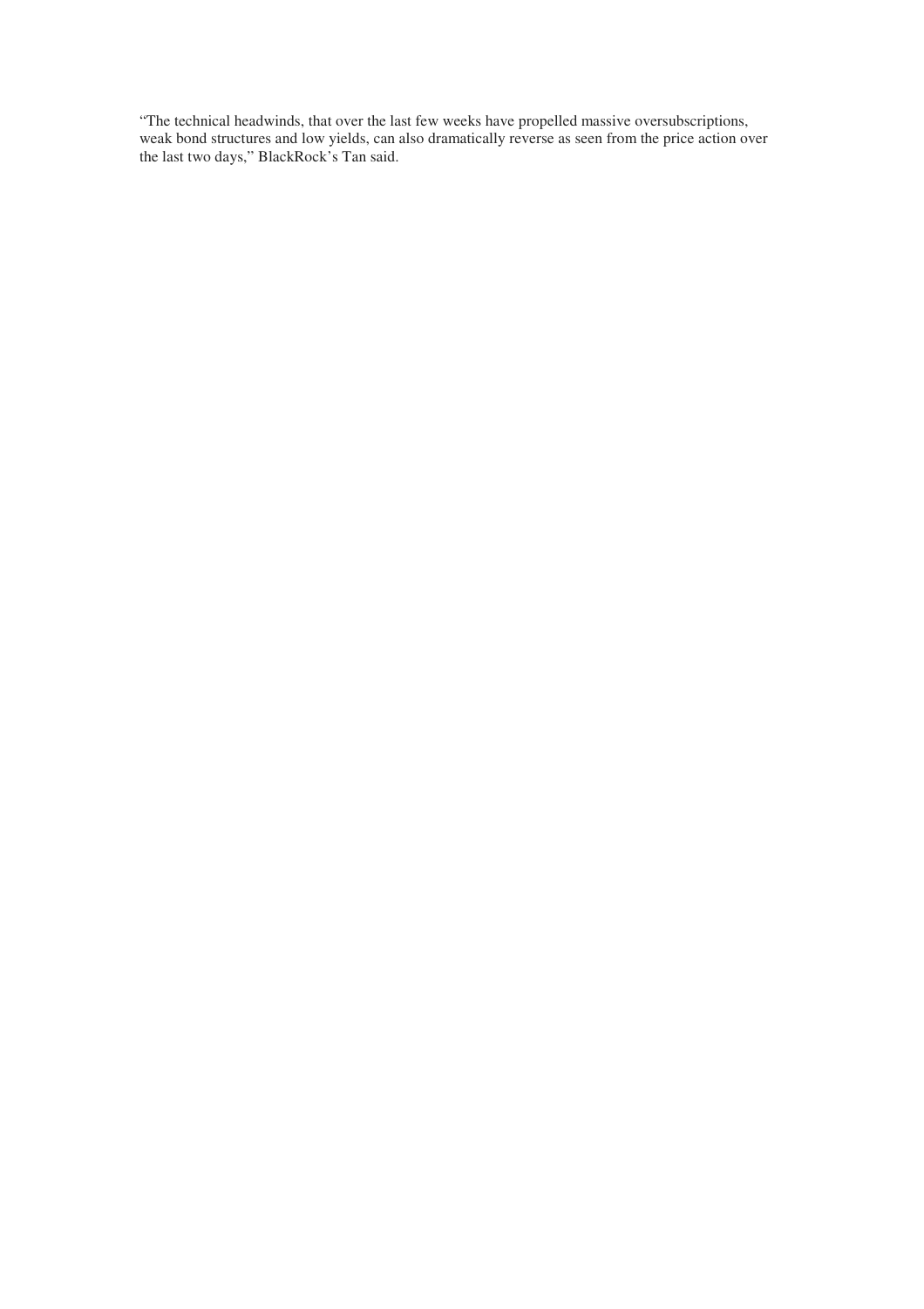“The technical headwinds, that over the last few weeks have propelled massive oversubscriptions, weak bond structures and low yields, can also dramatically reverse as seen from the price action over the last two days,” BlackRock’s Tan said.